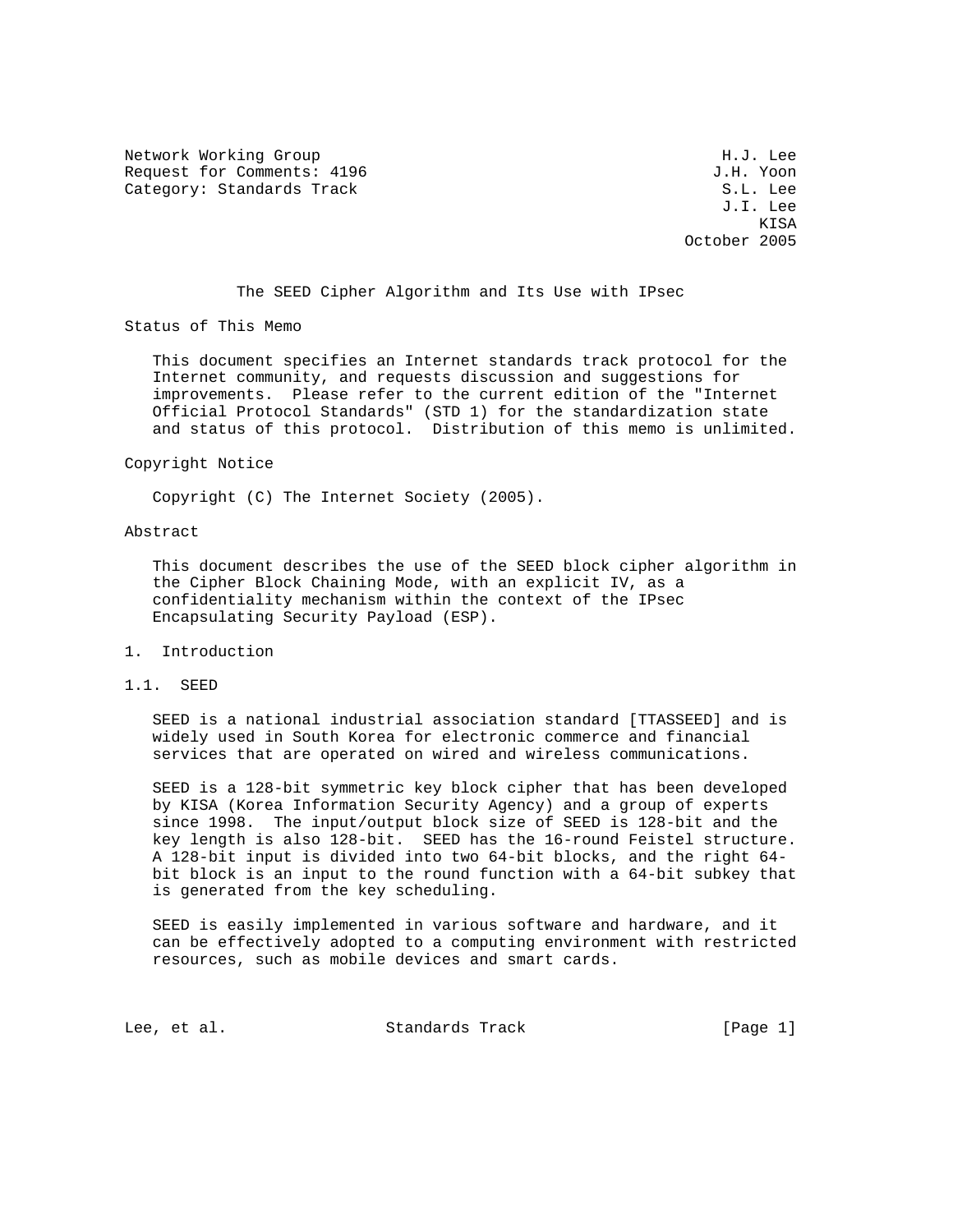Network Working Group H.J. Lee
Request for Comments: 4196 J.H. Yoon
Category: Standards Track S.L. Lee
J.I. Lee
KISA
October 2005

# The SEED Cipher Algorithm and Its Use with IPsec

## Status of This Memo

This document specifies an Internet standards track protocol for the Internet community, and requests discussion and suggestions for improvements. Please refer to the current edition of the "Internet Official Protocol Standards" (STD 1) for the standardization state and status of this protocol. Distribution of this memo is unlimited.

## Copyright Notice

Copyright (C) The Internet Society (2005).

## Abstract

This document describes the use of the SEED block cipher algorithm in the Cipher Block Chaining Mode, with an explicit IV, as a confidentiality mechanism within the context of the IPsec Encapsulating Security Payload (ESP).

## 1. Introduction

### 1.1. SEED

SEED is a national industrial association standard [TTASSEED] and is widely used in South Korea for electronic commerce and financial services that are operated on wired and wireless communications.

SEED is a 128-bit symmetric key block cipher that has been developed by KISA (Korea Information Security Agency) and a group of experts since 1998. The input/output block size of SEED is 128-bit and the key length is also 128-bit. SEED has the 16-round Feistel structure. A 128-bit input is divided into two 64-bit blocks, and the right 64-bit block is an input to the round function with a 64-bit subkey that is generated from the key scheduling.

SEED is easily implemented in various software and hardware, and it can be effectively adopted to a computing environment with restricted resources, such as mobile devices and smart cards.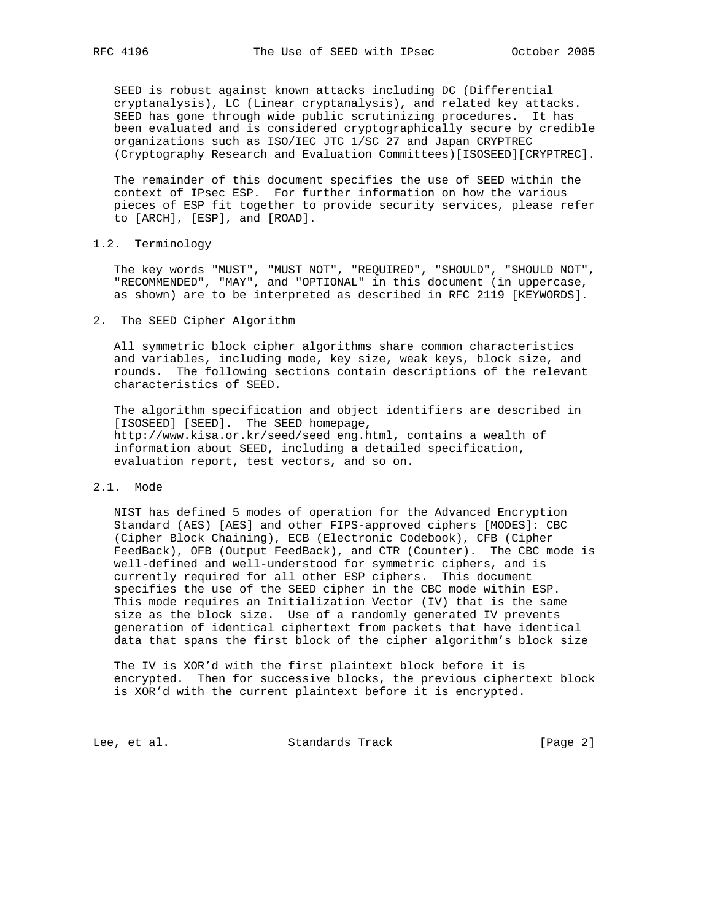SEED is robust against known attacks including DC (Differential cryptanalysis), LC (Linear cryptanalysis), and related key attacks. SEED has gone through wide public scrutinizing procedures. It has been evaluated and is considered cryptographically secure by credible organizations such as ISO/IEC JTC 1/SC 27 and Japan CRYPTREC (Cryptography Research and Evaluation Committees)[ISOSEED][CRYPTREC].

The remainder of this document specifies the use of SEED within the context of IPsec ESP. For further information on how the various pieces of ESP fit together to provide security services, please refer to [ARCH], [ESP], and [ROAD].

### 1.2. Terminology

The key words "MUST", "MUST NOT", "REQUIRED", "SHOULD", "SHOULD NOT", "RECOMMENDED", "MAY", and "OPTIONAL" in this document (in uppercase, as shown) are to be interpreted as described in RFC 2119 [KEYWORDS].

## 2. The SEED Cipher Algorithm

All symmetric block cipher algorithms share common characteristics and variables, including mode, key size, weak keys, block size, and rounds. The following sections contain descriptions of the relevant characteristics of SEED.

The algorithm specification and object identifiers are described in [ISOSEED] [SEED]. The SEED homepage, http://www.kisa.or.kr/seed/seed_eng.html, contains a wealth of information about SEED, including a detailed specification, evaluation report, test vectors, and so on.

### 2.1. Mode

NIST has defined 5 modes of operation for the Advanced Encryption Standard (AES) [AES] and other FIPS-approved ciphers [MODES]: CBC (Cipher Block Chaining), ECB (Electronic Codebook), CFB (Cipher FeedBack), OFB (Output FeedBack), and CTR (Counter). The CBC mode is well-defined and well-understood for symmetric ciphers, and is currently required for all other ESP ciphers. This document specifies the use of the SEED cipher in the CBC mode within ESP. This mode requires an Initialization Vector (IV) that is the same size as the block size. Use of a randomly generated IV prevents generation of identical ciphertext from packets that have identical data that spans the first block of the cipher algorithm's block size

The IV is XOR'd with the first plaintext block before it is encrypted. Then for successive blocks, the previous ciphertext block is XOR'd with the current plaintext before it is encrypted.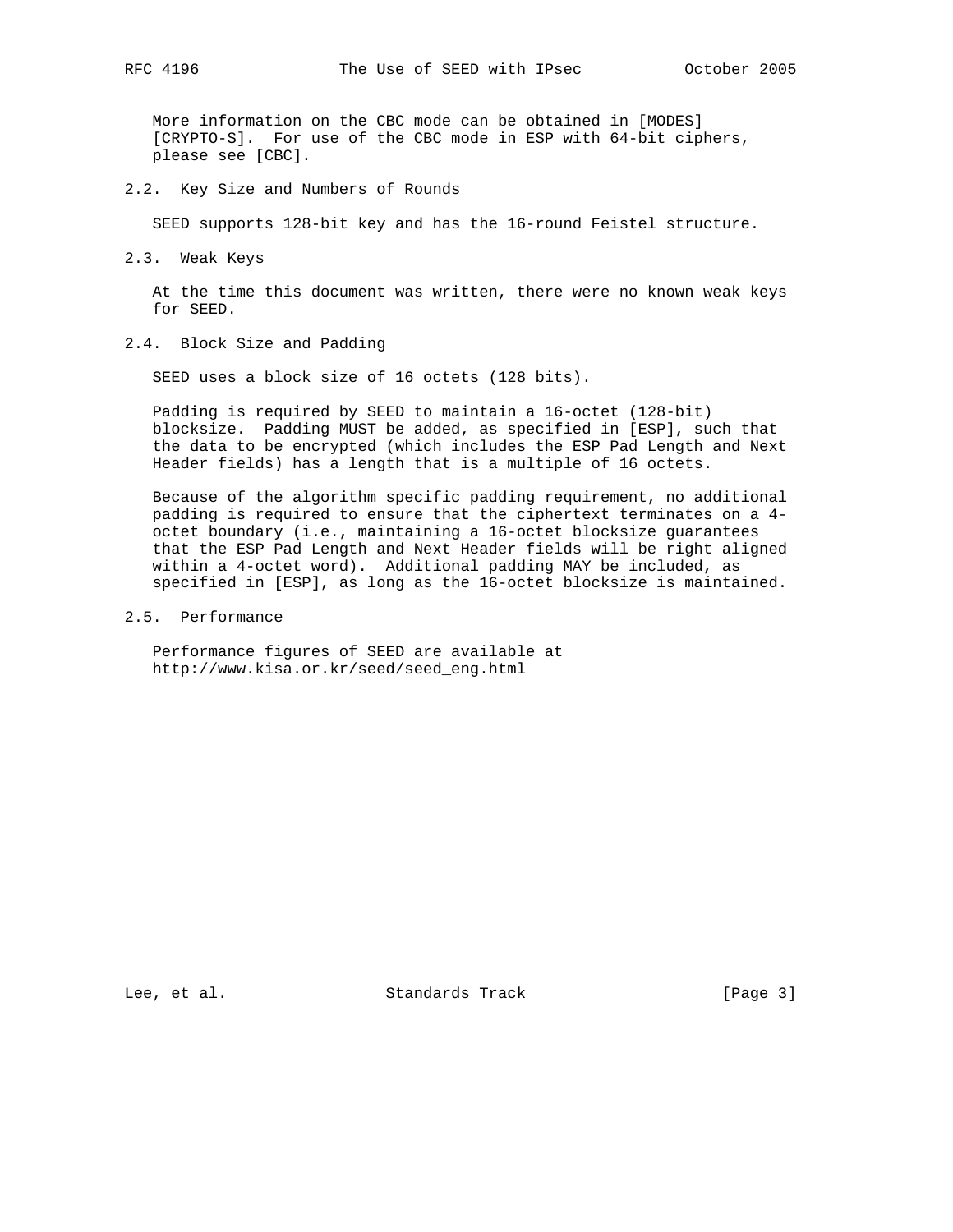More information on the CBC mode can be obtained in [MODES] [CRYPTO-S]. For use of the CBC mode in ESP with 64-bit ciphers, please see [CBC].

### 2.2. Key Size and Numbers of Rounds

SEED supports 128-bit key and has the 16-round Feistel structure.

### 2.3. Weak Keys

At the time this document was written, there were no known weak keys for SEED.

### 2.4. Block Size and Padding

SEED uses a block size of 16 octets (128 bits).

Padding is required by SEED to maintain a 16-octet (128-bit) blocksize. Padding MUST be added, as specified in [ESP], such that the data to be encrypted (which includes the ESP Pad Length and Next Header fields) has a length that is a multiple of 16 octets.

Because of the algorithm specific padding requirement, no additional padding is required to ensure that the ciphertext terminates on a 4-octet boundary (i.e., maintaining a 16-octet blocksize guarantees that the ESP Pad Length and Next Header fields will be right aligned within a 4-octet word). Additional padding MAY be included, as specified in [ESP], as long as the 16-octet blocksize is maintained.

### 2.5. Performance

Performance figures of SEED are available at http://www.kisa.or.kr/seed/seed_eng.html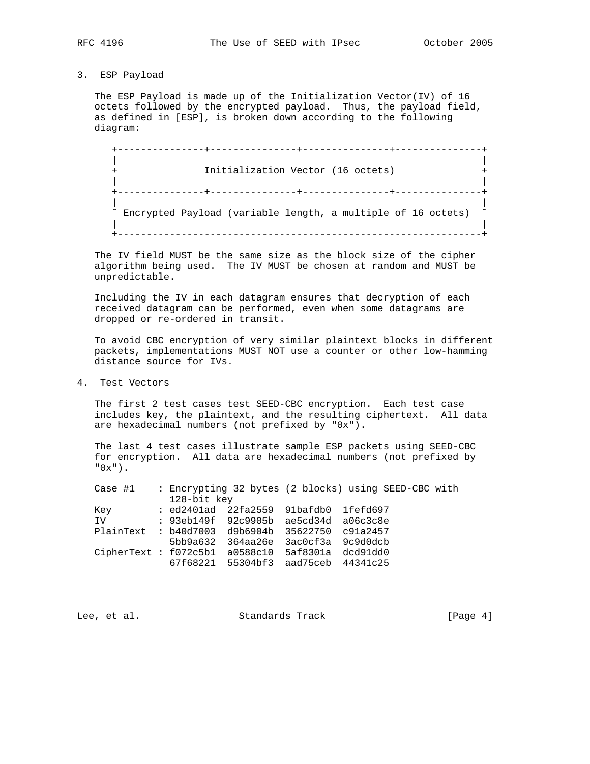## 3. ESP Payload

The ESP Payload is made up of the Initialization Vector(IV) of 16 octets followed by the encrypted payload. Thus, the payload field, as defined in [ESP], is broken down according to the following diagram:

```
+---------------+---------------+---------------+---------------+
|                                                               |
+               Initialization Vector (16 octets)               +
|                                                               |
+---------------+---------------+---------------+---------------+
|                                                               |
~ Encrypted Payload (variable length, a multiple of 16 octets)  ~
|                                                               |
+---------------------------------------------------------------+
```

The IV field MUST be the same size as the block size of the cipher algorithm being used. The IV MUST be chosen at random and MUST be unpredictable.

Including the IV in each datagram ensures that decryption of each received datagram can be performed, even when some datagrams are dropped or re-ordered in transit.

To avoid CBC encryption of very similar plaintext blocks in different packets, implementations MUST NOT use a counter or other low-hamming distance source for IVs.

## 4. Test Vectors

The first 2 test cases test SEED-CBC encryption. Each test case includes key, the plaintext, and the resulting ciphertext. All data are hexadecimal numbers (not prefixed by "0x").

The last 4 test cases illustrate sample ESP packets using SEED-CBC for encryption. All data are hexadecimal numbers (not prefixed by "0x").

```
Case #1    : Encrypting 32 bytes (2 blocks) using SEED-CBC with
             128-bit key
Key        : ed2401ad  22fa2559  91bafdb0  1fefd697
IV         : 93eb149f  92c9905b  ae5cd34d  a06c3c8e
PlainText  : b40d7003  d9b6904b  35622750  c91a2457
             5bb9a632  364aa26e  3ac0cf3a  9c9d0dcb
CipherText : f072c5b1  a0588c10  5af8301a  dcd91dd0
             67f68221  55304bf3  aad75ceb  44341c25
```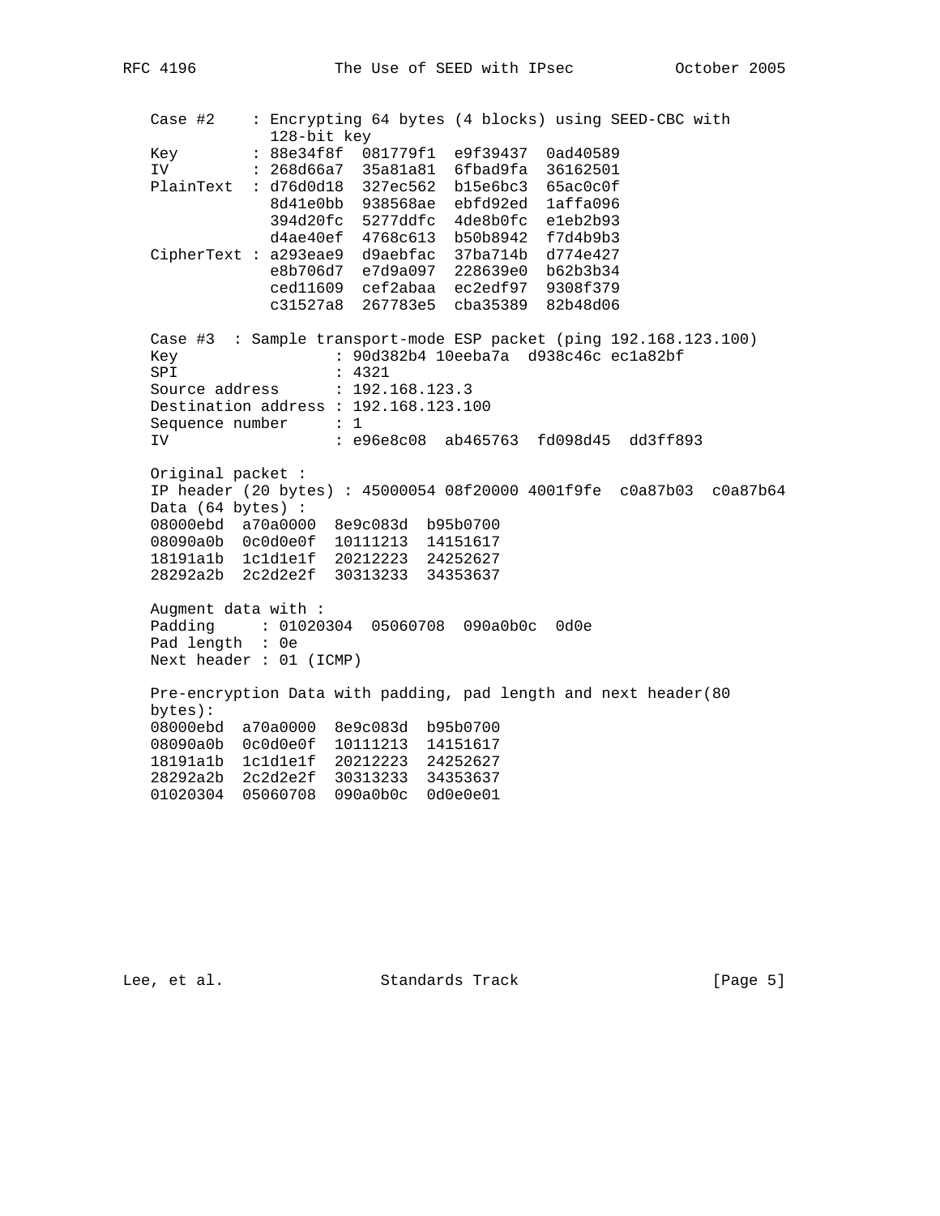```
   Case #2    : Encrypting 64 bytes (4 blocks) using SEED-CBC with
                128-bit key
   Key        : 88e34f8f  081779f1  e9f39437  0ad40589
   IV         : 268d66a7  35a81a81  6fbad9fa  36162501
   PlainText  : d76d0d18  327ec562  b15e6bc3  65ac0c0f
                8d41e0bb  938568ae  ebfd92ed  1affa096
                394d20fc  5277ddfc  4de8b0fc  e1eb2b93
                d4ae40ef  4768c613  b50b8942  f7d4b9b3
   CipherText : a293eae9  d9aebfac  37ba714b  d774e427
                e8b706d7  e7d9a097  228639e0  b62b3b34
                ced11609  cef2abaa  ec2edf97  9308f379
                c31527a8  267783e5  cba35389  82b48d06

   Case #3  : Sample transport-mode ESP packet (ping 192.168.123.100)
   Key                 : 90d382b4 10eeba7a  d938c46c ec1a82bf
   SPI                 : 4321
   Source address      : 192.168.123.3
   Destination address : 192.168.123.100
   Sequence number     : 1
   IV                  : e96e8c08  ab465763  fd098d45  dd3ff893

   Original packet :
   IP header (20 bytes) : 45000054 08f20000 4001f9fe  c0a87b03  c0a87b64
   Data (64 bytes) :
   08000ebd  a70a0000  8e9c083d  b95b0700
   08090a0b  0c0d0e0f  10111213  14151617
   18191a1b  1c1d1e1f  20212223  24252627
   28292a2b  2c2d2e2f  30313233  34353637

   Augment data with :
   Padding     : 01020304  05060708  090a0b0c  0d0e
   Pad length  : 0e
   Next header : 01 (ICMP)

   Pre-encryption Data with padding, pad length and next header(80
   bytes):
   08000ebd  a70a0000  8e9c083d  b95b0700
   08090a0b  0c0d0e0f  10111213  14151617
   18191a1b  1c1d1e1f  20212223  24252627
   28292a2b  2c2d2e2f  30313233  34353637
   01020304  05060708  090a0b0c  0d0e0e01
```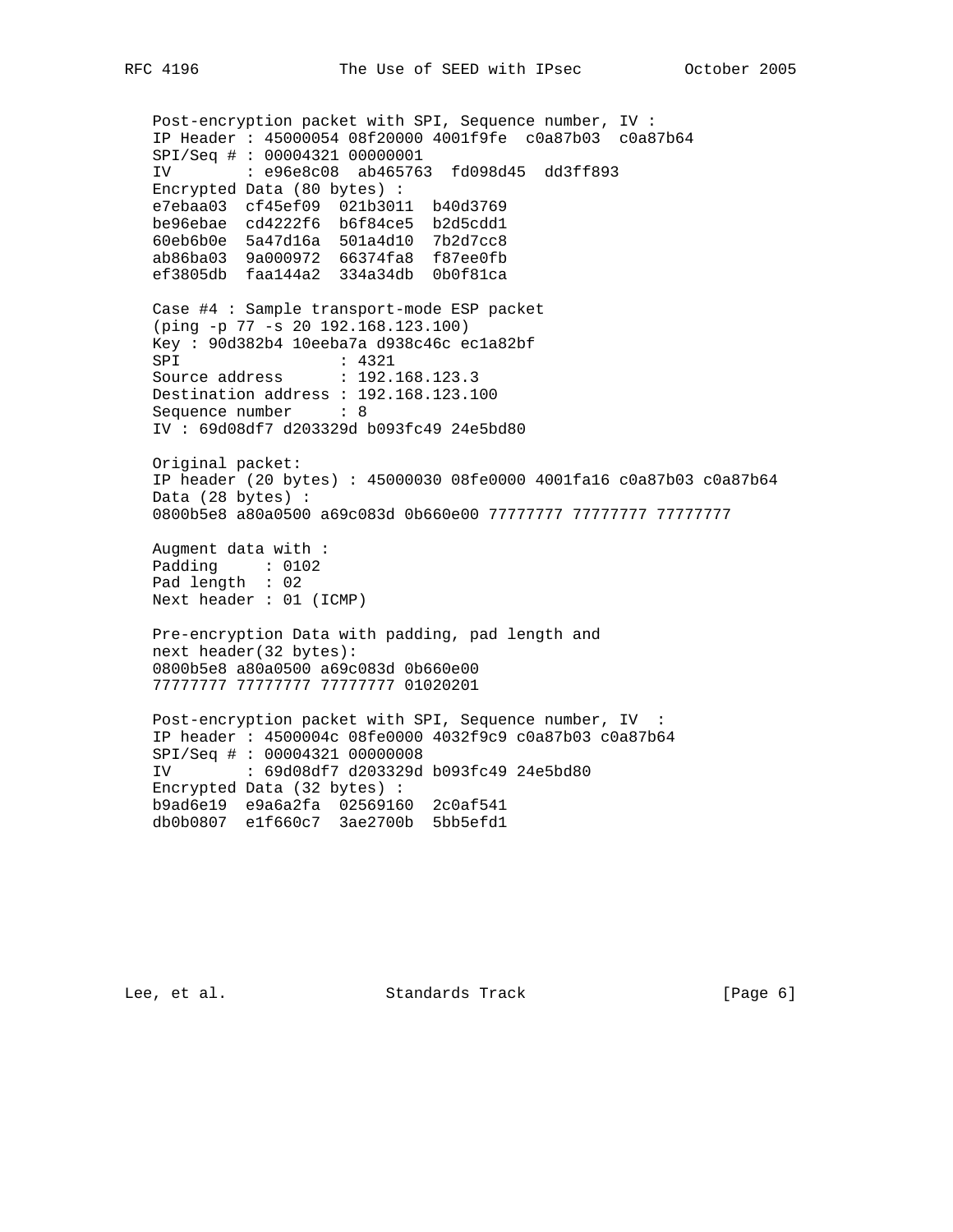```
Post-encryption packet with SPI, Sequence number, IV :
IP Header : 45000054 08f20000 4001f9fe  c0a87b03  c0a87b64
SPI/Seq # : 00004321 00000001
IV        : e96e8c08  ab465763  fd098d45  dd3ff893
Encrypted Data (80 bytes) :
e7ebaa03  cf45ef09  021b3011  b40d3769
be96ebae  cd4222f6  b6f84ce5  b2d5cdd1
60eb6b0e  5a47d16a  501a4d10  7b2d7cc8
ab86ba03  9a000972  66374fa8  f87ee0fb
ef3805db  faa144a2  334a34db  0b0f81ca

Case #4 : Sample transport-mode ESP packet
(ping -p 77 -s 20 192.168.123.100)
Key : 90d382b4 10eeba7a d938c46c ec1a82bf
SPI                 : 4321
Source address      : 192.168.123.3
Destination address : 192.168.123.100
Sequence number     : 8
IV : 69d08df7 d203329d b093fc49 24e5bd80

Original packet:
IP header (20 bytes) : 45000030 08fe0000 4001fa16 c0a87b03 c0a87b64
Data (28 bytes) :
0800b5e8 a80a0500 a69c083d 0b660e00 77777777 77777777 77777777

Augment data with :
Padding     : 0102
Pad length  : 02
Next header : 01 (ICMP)

Pre-encryption Data with padding, pad length and
next header(32 bytes):
0800b5e8 a80a0500 a69c083d 0b660e00
77777777 77777777 77777777 01020201

Post-encryption packet with SPI, Sequence number, IV  :
IP header : 4500004c 08fe0000 4032f9c9 c0a87b03 c0a87b64
SPI/Seq # : 00004321 00000008
IV        : 69d08df7 d203329d b093fc49 24e5bd80
Encrypted Data (32 bytes) :
b9ad6e19  e9a6a2fa  02569160  2c0af541
db0b0807  e1f660c7  3ae2700b  5bb5efd1
```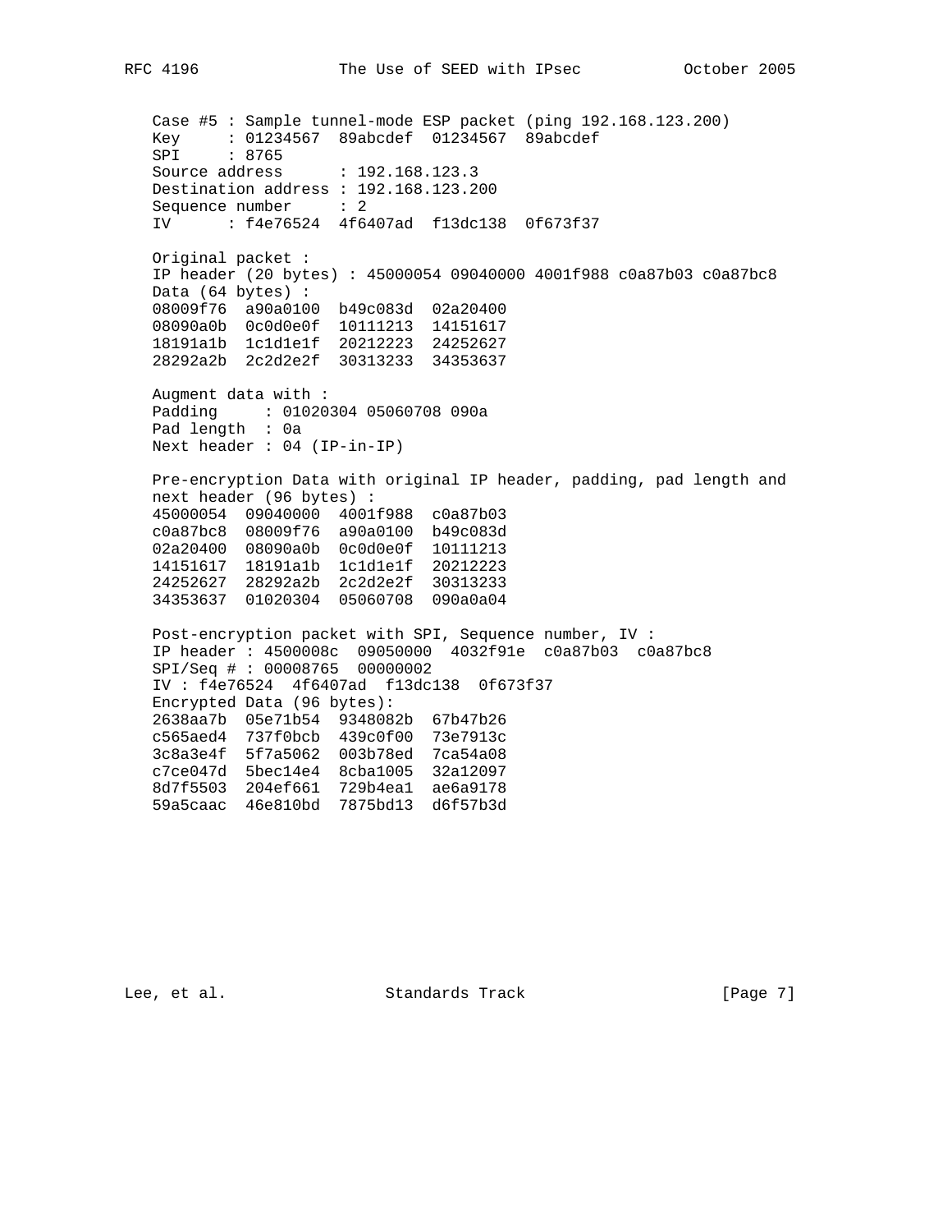Case #5 : Sample tunnel-mode ESP packet (ping 192.168.123.200)

```
Key     : 01234567  89abcdef  01234567  89abcdef
SPI     : 8765
Source address      : 192.168.123.3
Destination address : 192.168.123.200
Sequence number     : 2
IV      : f4e76524  4f6407ad  f13dc138  0f673f37

Original packet :
IP header (20 bytes) : 45000054 09040000 4001f988 c0a87b03 c0a87bc8
Data (64 bytes) :
08009f76  a90a0100  b49c083d  02a20400
08090a0b  0c0d0e0f  10111213  14151617
18191a1b  1c1d1e1f  20212223  24252627
28292a2b  2c2d2e2f  30313233  34353637

Augment data with :
Padding     : 01020304 05060708 090a
Pad length  : 0a
Next header : 04 (IP-in-IP)

Pre-encryption Data with original IP header, padding, pad length and
next header (96 bytes) :
45000054  09040000  4001f988  c0a87b03
c0a87bc8  08009f76  a90a0100  b49c083d
02a20400  08090a0b  0c0d0e0f  10111213
14151617  18191a1b  1c1d1e1f  20212223
24252627  28292a2b  2c2d2e2f  30313233
34353637  01020304  05060708  090a0a04

Post-encryption packet with SPI, Sequence number, IV :
IP header : 4500008c  09050000  4032f91e  c0a87b03  c0a87bc8
SPI/Seq # : 00008765  00000002
IV : f4e76524  4f6407ad  f13dc138  0f673f37
Encrypted Data (96 bytes):
2638aa7b  05e71b54  9348082b  67b47b26
c565aed4  737f0bcb  439c0f00  73e7913c
3c8a3e4f  5f7a5062  003b78ed  7ca54a08
c7ce047d  5bec14e4  8cba1005  32a12097
8d7f5503  204ef661  729b4ea1  ae6a9178
59a5caac  46e810bd  7875bd13  d6f57b3d
```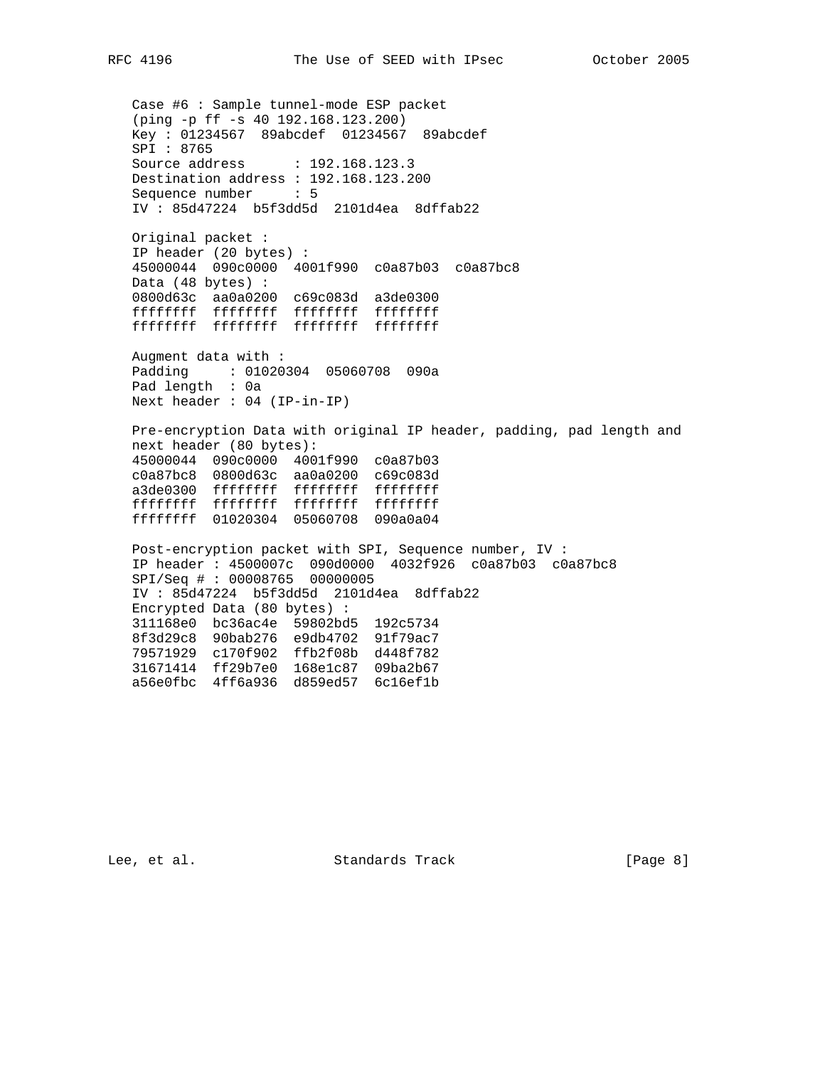Case #6 : Sample tunnel-mode ESP packet
(ping -p ff -s 40 192.168.123.200)

```
Key : 01234567  89abcdef  01234567  89abcdef
SPI : 8765
Source address      : 192.168.123.3
Destination address : 192.168.123.200
Sequence number     : 5
IV : 85d47224  b5f3dd5d  2101d4ea  8dffab22

Original packet :
IP header (20 bytes) :
45000044  090c0000  4001f990  c0a87b03  c0a87bc8
Data (48 bytes) :
0800d63c  aa0a0200  c69c083d  a3de0300
ffffffff  ffffffff  ffffffff  ffffffff
ffffffff  ffffffff  ffffffff  ffffffff

Augment data with :
Padding     : 01020304  05060708  090a
Pad length  : 0a
Next header : 04 (IP-in-IP)

Pre-encryption Data with original IP header, padding, pad length and
next header (80 bytes):
45000044  090c0000  4001f990  c0a87b03
c0a87bc8  0800d63c  aa0a0200  c69c083d
a3de0300  ffffffff  ffffffff  ffffffff
ffffffff  ffffffff  ffffffff  ffffffff
ffffffff  01020304  05060708  090a0a04

Post-encryption packet with SPI, Sequence number, IV :
IP header : 4500007c  090d0000  4032f926  c0a87b03  c0a87bc8
SPI/Seq # : 00008765  00000005
IV : 85d47224  b5f3dd5d  2101d4ea  8dffab22
Encrypted Data (80 bytes) :
311168e0  bc36ac4e  59802bd5  192c5734
8f3d29c8  90bab276  e9db4702  91f79ac7
79571929  c170f902  ffb2f08b  d448f782
31671414  ff29b7e0  168e1c87  09ba2b67
a56e0fbc  4ff6a936  d859ed57  6c16ef1b
```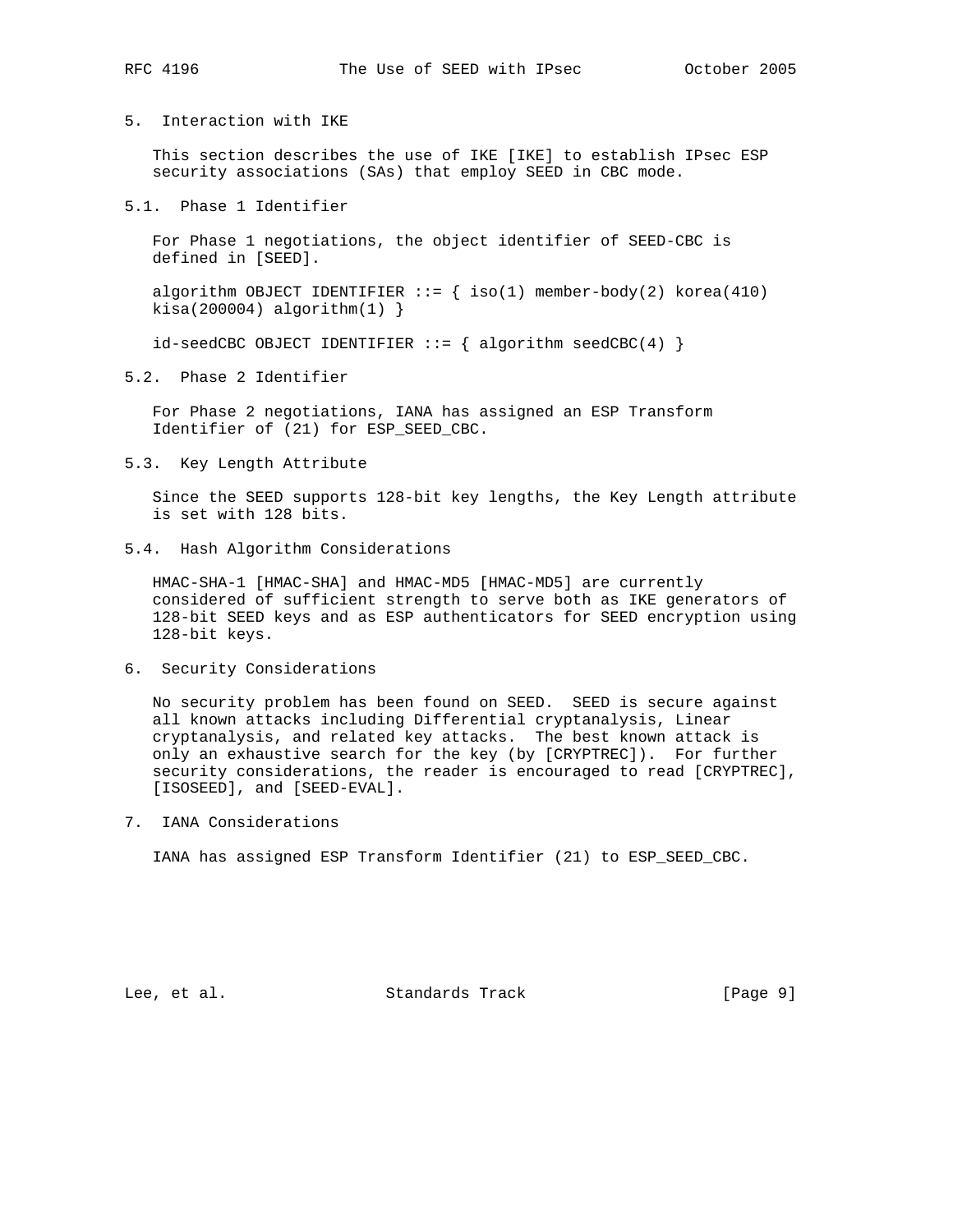## 5. Interaction with IKE

This section describes the use of IKE [IKE] to establish IPsec ESP security associations (SAs) that employ SEED in CBC mode.

### 5.1. Phase 1 Identifier

For Phase 1 negotiations, the object identifier of SEED-CBC is defined in [SEED].

```
algorithm OBJECT IDENTIFIER ::= { iso(1) member-body(2) korea(410)
kisa(200004) algorithm(1) }

id-seedCBC OBJECT IDENTIFIER ::= { algorithm seedCBC(4) }
```

### 5.2. Phase 2 Identifier

For Phase 2 negotiations, IANA has assigned an ESP Transform Identifier of (21) for ESP_SEED_CBC.

### 5.3. Key Length Attribute

Since the SEED supports 128-bit key lengths, the Key Length attribute is set with 128 bits.

### 5.4. Hash Algorithm Considerations

HMAC-SHA-1 [HMAC-SHA] and HMAC-MD5 [HMAC-MD5] are currently considered of sufficient strength to serve both as IKE generators of 128-bit SEED keys and as ESP authenticators for SEED encryption using 128-bit keys.

## 6. Security Considerations

No security problem has been found on SEED. SEED is secure against all known attacks including Differential cryptanalysis, Linear cryptanalysis, and related key attacks. The best known attack is only an exhaustive search for the key (by [CRYPTREC]). For further security considerations, the reader is encouraged to read [CRYPTREC], [ISOSEED], and [SEED-EVAL].

## 7. IANA Considerations

IANA has assigned ESP Transform Identifier (21) to ESP_SEED_CBC.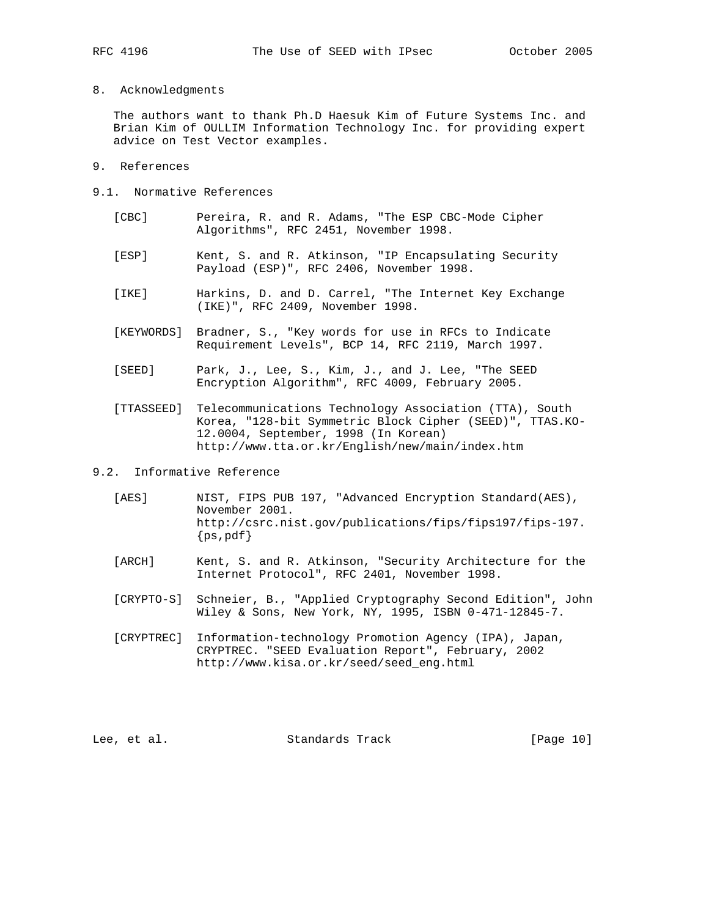## 8. Acknowledgments

The authors want to thank Ph.D Haesuk Kim of Future Systems Inc. and Brian Kim of OULLIM Information Technology Inc. for providing expert advice on Test Vector examples.

## 9. References

### 9.1. Normative References

[CBC] Pereira, R. and R. Adams, "The ESP CBC-Mode Cipher Algorithms", RFC 2451, November 1998.

[ESP] Kent, S. and R. Atkinson, "IP Encapsulating Security Payload (ESP)", RFC 2406, November 1998.

[IKE] Harkins, D. and D. Carrel, "The Internet Key Exchange (IKE)", RFC 2409, November 1998.

[KEYWORDS] Bradner, S., "Key words for use in RFCs to Indicate Requirement Levels", BCP 14, RFC 2119, March 1997.

[SEED] Park, J., Lee, S., Kim, J., and J. Lee, "The SEED Encryption Algorithm", RFC 4009, February 2005.

[TTASSEED] Telecommunications Technology Association (TTA), South Korea, "128-bit Symmetric Block Cipher (SEED)", TTAS.KO-12.0004, September, 1998 (In Korean) http://www.tta.or.kr/English/new/main/index.htm

### 9.2. Informative Reference

[AES] NIST, FIPS PUB 197, "Advanced Encryption Standard(AES), November 2001. http://csrc.nist.gov/publications/fips/fips197/fips-197.{ps,pdf}

[ARCH] Kent, S. and R. Atkinson, "Security Architecture for the Internet Protocol", RFC 2401, November 1998.

[CRYPTO-S] Schneier, B., "Applied Cryptography Second Edition", John Wiley & Sons, New York, NY, 1995, ISBN 0-471-12845-7.

[CRYPTREC] Information-technology Promotion Agency (IPA), Japan, CRYPTREC. "SEED Evaluation Report", February, 2002 http://www.kisa.or.kr/seed/seed_eng.html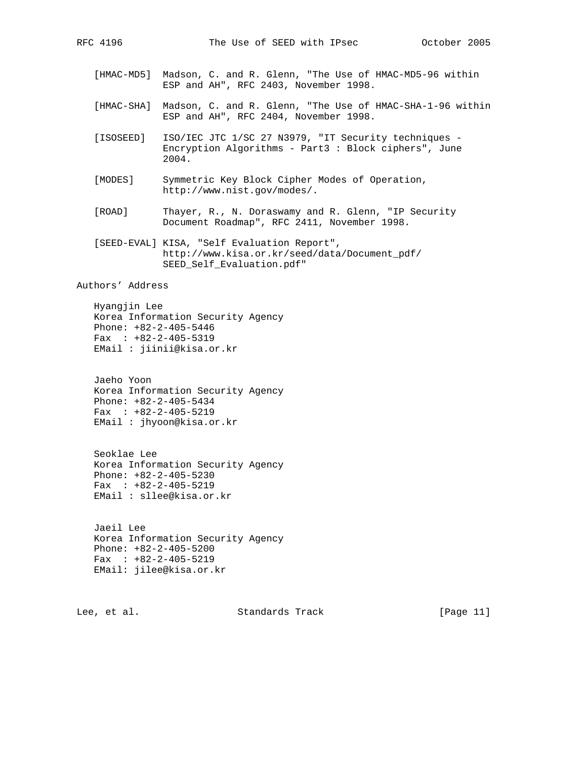[HMAC-MD5] Madson, C. and R. Glenn, "The Use of HMAC-MD5-96 within ESP and AH", RFC 2403, November 1998.

[HMAC-SHA] Madson, C. and R. Glenn, "The Use of HMAC-SHA-1-96 within ESP and AH", RFC 2404, November 1998.

[ISOSEED] ISO/IEC JTC 1/SC 27 N3979, "IT Security techniques - Encryption Algorithms - Part3 : Block ciphers", June 2004.

[MODES] Symmetric Key Block Cipher Modes of Operation, http://www.nist.gov/modes/.

[ROAD] Thayer, R., N. Doraswamy and R. Glenn, "IP Security Document Roadmap", RFC 2411, November 1998.

[SEED-EVAL] KISA, "Self Evaluation Report", http://www.kisa.or.kr/seed/data/Document_pdf/SEED_Self_Evaluation.pdf"

## Authors' Address

Hyangjin Lee
Korea Information Security Agency
Phone: +82-2-405-5446
Fax : +82-2-405-5319
EMail : jiinii@kisa.or.kr

Jaeho Yoon
Korea Information Security Agency
Phone: +82-2-405-5434
Fax : +82-2-405-5219
EMail : jhyoon@kisa.or.kr

Seoklae Lee
Korea Information Security Agency
Phone: +82-2-405-5230
Fax : +82-2-405-5219
EMail : sllee@kisa.or.kr

Jaeil Lee
Korea Information Security Agency
Phone: +82-2-405-5200
Fax : +82-2-405-5219
EMail: jilee@kisa.or.kr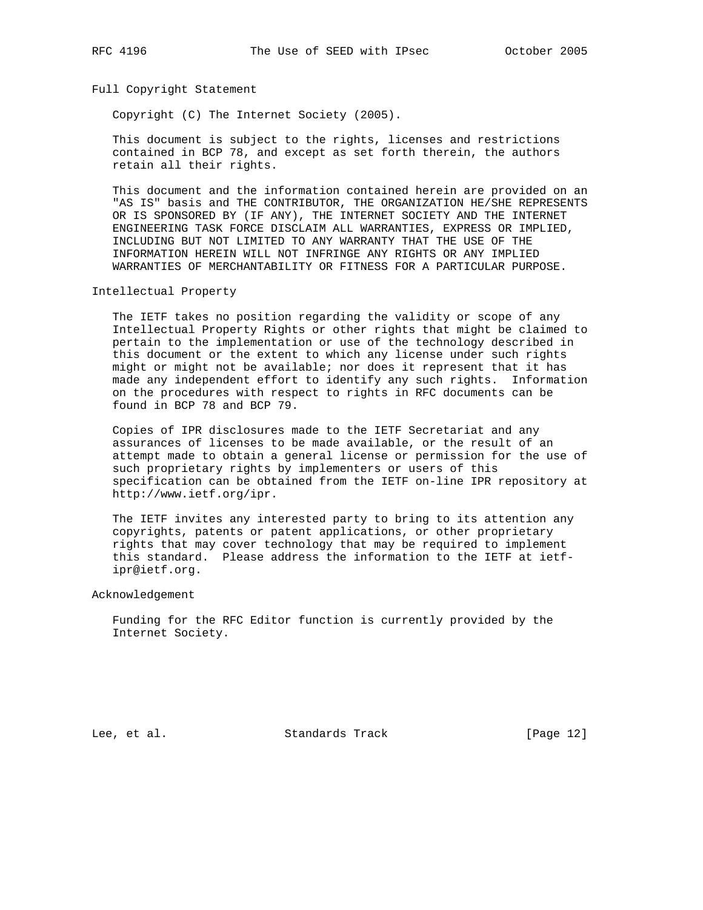## Full Copyright Statement

Copyright (C) The Internet Society (2005).

This document is subject to the rights, licenses and restrictions contained in BCP 78, and except as set forth therein, the authors retain all their rights.

This document and the information contained herein are provided on an "AS IS" basis and THE CONTRIBUTOR, THE ORGANIZATION HE/SHE REPRESENTS OR IS SPONSORED BY (IF ANY), THE INTERNET SOCIETY AND THE INTERNET ENGINEERING TASK FORCE DISCLAIM ALL WARRANTIES, EXPRESS OR IMPLIED, INCLUDING BUT NOT LIMITED TO ANY WARRANTY THAT THE USE OF THE INFORMATION HEREIN WILL NOT INFRINGE ANY RIGHTS OR ANY IMPLIED WARRANTIES OF MERCHANTABILITY OR FITNESS FOR A PARTICULAR PURPOSE.

## Intellectual Property

The IETF takes no position regarding the validity or scope of any Intellectual Property Rights or other rights that might be claimed to pertain to the implementation or use of the technology described in this document or the extent to which any license under such rights might or might not be available; nor does it represent that it has made any independent effort to identify any such rights. Information on the procedures with respect to rights in RFC documents can be found in BCP 78 and BCP 79.

Copies of IPR disclosures made to the IETF Secretariat and any assurances of licenses to be made available, or the result of an attempt made to obtain a general license or permission for the use of such proprietary rights by implementers or users of this specification can be obtained from the IETF on-line IPR repository at http://www.ietf.org/ipr.

The IETF invites any interested party to bring to its attention any copyrights, patents or patent applications, or other proprietary rights that may cover technology that may be required to implement this standard. Please address the information to the IETF at ietf-ipr@ietf.org.

## Acknowledgement

Funding for the RFC Editor function is currently provided by the Internet Society.